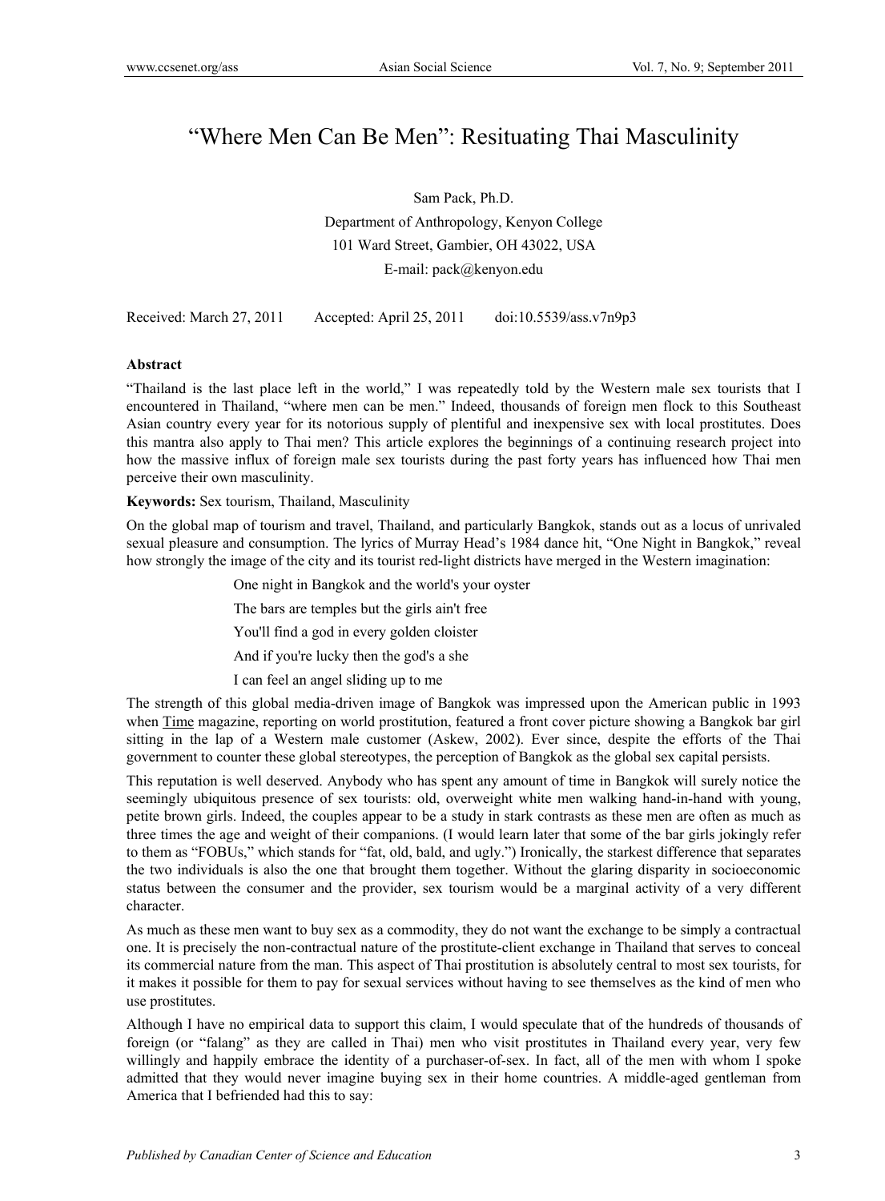# "Where Men Can Be Men": Resituating Thai Masculinity

Sam Pack, Ph.D.

Department of Anthropology, Kenyon College

101 Ward Street, Gambier, OH 43022, USA

E-mail: pack@kenyon.edu

Received: March 27, 2011 Accepted: April 25, 2011 doi:10.5539/ass.v7n9p3

**Abstract**

"Thailand is the last place left in the world," I was repeatedly told by the Western male sex tourists that I encountered in Thailand, "where men can be men." Indeed, thousands of foreign men flock to this Southeast Asian country every year for its notorious supply of plentiful and inexpensive sex with local prostitutes. Does this mantra also apply to Thai men? This article explores the beginnings of a continuing research project into how the massive influx of foreign male sex tourists during the past forty years has influenced how Thai men perceive their own masculinity.

**Keywords:** Sex tourism, Thailand, Masculinity

On the global map of tourism and travel, Thailand, and particularly Bangkok, stands out as a locus of unrivaled sexual pleasure and consumption. The lyrics of Murray Head's 1984 dance hit, "One Night in Bangkok," reveal how strongly the image of the city and its tourist red-light districts have merged in the Western imagination:

> One night in Bangkok and the world's your oyster
> The bars are temples but the girls ain't free
> You'll find a god in every golden cloister
> And if you're lucky then the god's a she
> I can feel an angel sliding up to me

The strength of this global media-driven image of Bangkok was impressed upon the American public in 1993 when Time magazine, reporting on world prostitution, featured a front cover picture showing a Bangkok bar girl sitting in the lap of a Western male customer (Askew, 2002). Ever since, despite the efforts of the Thai government to counter these global stereotypes, the perception of Bangkok as the global sex capital persists.

This reputation is well deserved. Anybody who has spent any amount of time in Bangkok will surely notice the seemingly ubiquitous presence of sex tourists: old, overweight white men walking hand-in-hand with young, petite brown girls. Indeed, the couples appear to be a study in stark contrasts as these men are often as much as three times the age and weight of their companions. (I would learn later that some of the bar girls jokingly refer to them as "FOBUs," which stands for "fat, old, bald, and ugly.") Ironically, the starkest difference that separates the two individuals is also the one that brought them together. Without the glaring disparity in socioeconomic status between the consumer and the provider, sex tourism would be a marginal activity of a very different character.

As much as these men want to buy sex as a commodity, they do not want the exchange to be simply a contractual one. It is precisely the non-contractual nature of the prostitute-client exchange in Thailand that serves to conceal its commercial nature from the man. This aspect of Thai prostitution is absolutely central to most sex tourists, for it makes it possible for them to pay for sexual services without having to see themselves as the kind of men who use prostitutes.

Although I have no empirical data to support this claim, I would speculate that of the hundreds of thousands of foreign (or "falang" as they are called in Thai) men who visit prostitutes in Thailand every year, very few willingly and happily embrace the identity of a purchaser-of-sex. In fact, all of the men with whom I spoke admitted that they would never imagine buying sex in their home countries. A middle-aged gentleman from America that I befriended had this to say: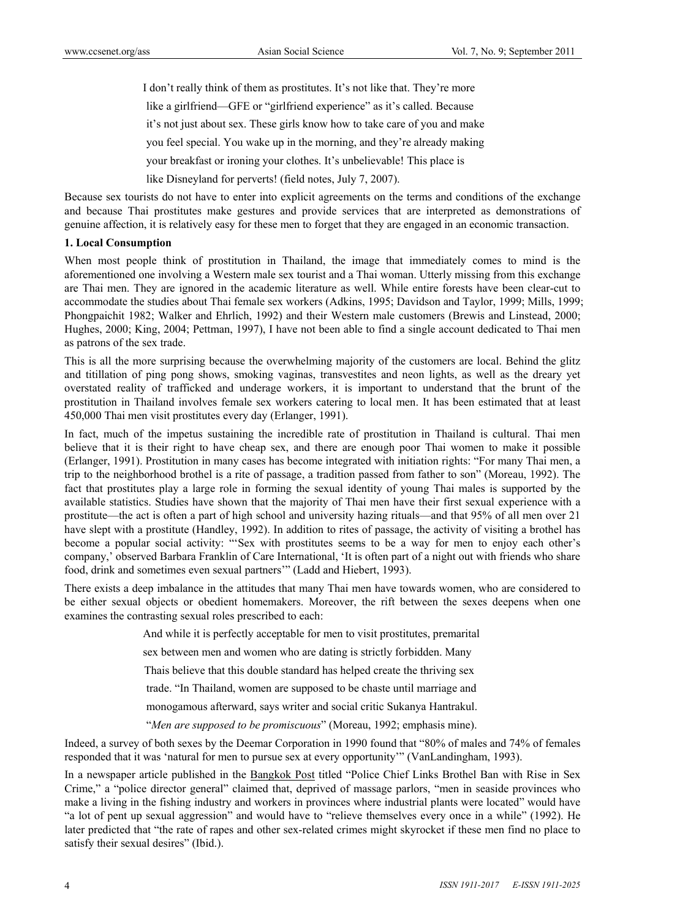> I don't really think of them as prostitutes. It's not like that. They're more like a girlfriend—GFE or "girlfriend experience" as it's called. Because it's not just about sex. These girls know how to take care of you and make you feel special. You wake up in the morning, and they're already making your breakfast or ironing your clothes. It's unbelievable! This place is like Disneyland for perverts! (field notes, July 7, 2007).

Because sex tourists do not have to enter into explicit agreements on the terms and conditions of the exchange and because Thai prostitutes make gestures and provide services that are interpreted as demonstrations of genuine affection, it is relatively easy for these men to forget that they are engaged in an economic transaction.

### 1. Local Consumption

When most people think of prostitution in Thailand, the image that immediately comes to mind is the aforementioned one involving a Western male sex tourist and a Thai woman. Utterly missing from this exchange are Thai men. They are ignored in the academic literature as well. While entire forests have been clear-cut to accommodate the studies about Thai female sex workers (Adkins, 1995; Davidson and Taylor, 1999; Mills, 1999; Phongpaichit 1982; Walker and Ehrlich, 1992) and their Western male customers (Brewis and Linstead, 2000; Hughes, 2000; King, 2004; Pettman, 1997), I have not been able to find a single account dedicated to Thai men as patrons of the sex trade.

This is all the more surprising because the overwhelming majority of the customers are local. Behind the glitz and titillation of ping pong shows, smoking vaginas, transvestites and neon lights, as well as the dreary yet overstated reality of trafficked and underage workers, it is important to understand that the brunt of the prostitution in Thailand involves female sex workers catering to local men. It has been estimated that at least 450,000 Thai men visit prostitutes every day (Erlanger, 1991).

In fact, much of the impetus sustaining the incredible rate of prostitution in Thailand is cultural. Thai men believe that it is their right to have cheap sex, and there are enough poor Thai women to make it possible (Erlanger, 1991). Prostitution in many cases has become integrated with initiation rights: "For many Thai men, a trip to the neighborhood brothel is a rite of passage, a tradition passed from father to son" (Moreau, 1992). The fact that prostitutes play a large role in forming the sexual identity of young Thai males is supported by the available statistics. Studies have shown that the majority of Thai men have their first sexual experience with a prostitute—the act is often a part of high school and university hazing rituals—and that 95% of all men over 21 have slept with a prostitute (Handley, 1992). In addition to rites of passage, the activity of visiting a brothel has become a popular social activity: "'Sex with prostitutes seems to be a way for men to enjoy each other's company,' observed Barbara Franklin of Care International, 'It is often part of a night out with friends who share food, drink and sometimes even sexual partners'" (Ladd and Hiebert, 1993).

There exists a deep imbalance in the attitudes that many Thai men have towards women, who are considered to be either sexual objects or obedient homemakers. Moreover, the rift between the sexes deepens when one examines the contrasting sexual roles prescribed to each:

> And while it is perfectly acceptable for men to visit prostitutes, premarital sex between men and women who are dating is strictly forbidden. Many Thais believe that this double standard has helped create the thriving sex trade. "In Thailand, women are supposed to be chaste until marriage and monogamous afterward, says writer and social critic Sukanya Hantrakul. "*Men are supposed to be promiscuous*" (Moreau, 1992; emphasis mine).

Indeed, a survey of both sexes by the Deemar Corporation in 1990 found that "80% of males and 74% of females responded that it was 'natural for men to pursue sex at every opportunity'" (VanLandingham, 1993).

In a newspaper article published in the Bangkok Post titled "Police Chief Links Brothel Ban with Rise in Sex Crime," a "police director general" claimed that, deprived of massage parlors, "men in seaside provinces who make a living in the fishing industry and workers in provinces where industrial plants were located" would have "a lot of pent up sexual aggression" and would have to "relieve themselves every once in a while" (1992). He later predicted that "the rate of rapes and other sex-related crimes might skyrocket if these men find no place to satisfy their sexual desires" (Ibid.).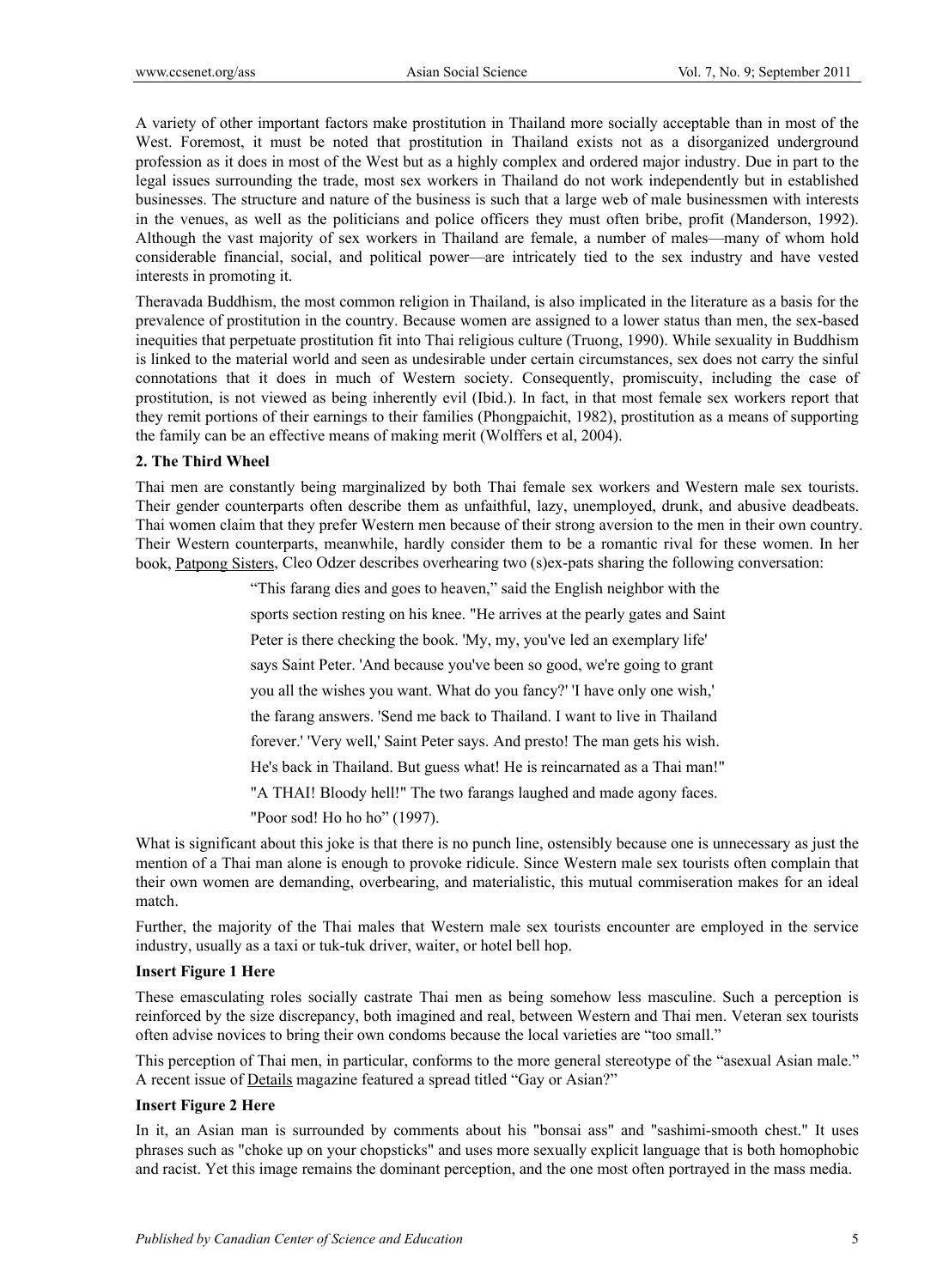A variety of other important factors make prostitution in Thailand more socially acceptable than in most of the West. Foremost, it must be noted that prostitution in Thailand exists not as a disorganized underground profession as it does in most of the West but as a highly complex and ordered major industry. Due in part to the legal issues surrounding the trade, most sex workers in Thailand do not work independently but in established businesses. The structure and nature of the business is such that a large web of male businessmen with interests in the venues, as well as the politicians and police officers they must often bribe, profit (Manderson, 1992). Although the vast majority of sex workers in Thailand are female, a number of males—many of whom hold considerable financial, social, and political power—are intricately tied to the sex industry and have vested interests in promoting it.

Theravada Buddhism, the most common religion in Thailand, is also implicated in the literature as a basis for the prevalence of prostitution in the country. Because women are assigned to a lower status than men, the sex-based inequities that perpetuate prostitution fit into Thai religious culture (Truong, 1990). While sexuality in Buddhism is linked to the material world and seen as undesirable under certain circumstances, sex does not carry the sinful connotations that it does in much of Western society. Consequently, promiscuity, including the case of prostitution, is not viewed as being inherently evil (Ibid.). In fact, in that most female sex workers report that they remit portions of their earnings to their families (Phongpaichit, 1982), prostitution as a means of supporting the family can be an effective means of making merit (Wolffers et al, 2004).

**2. The Third Wheel**

Thai men are constantly being marginalized by both Thai female sex workers and Western male sex tourists. Their gender counterparts often describe them as unfaithful, lazy, unemployed, drunk, and abusive deadbeats. Thai women claim that they prefer Western men because of their strong aversion to the men in their own country. Their Western counterparts, meanwhile, hardly consider them to be a romantic rival for these women. In her book, Patpong Sisters, Cleo Odzer describes overhearing two (s)ex-pats sharing the following conversation:

> "This farang dies and goes to heaven," said the English neighbor with the sports section resting on his knee. "He arrives at the pearly gates and Saint Peter is there checking the book. 'My, my, you've led an exemplary life' says Saint Peter. 'And because you've been so good, we're going to grant you all the wishes you want. What do you fancy?' 'I have only one wish,' the farang answers. 'Send me back to Thailand. I want to live in Thailand forever.' 'Very well,' Saint Peter says. And presto! The man gets his wish. He's back in Thailand. But guess what! He is reincarnated as a Thai man!" "A THAI! Bloody hell!" The two farangs laughed and made agony faces. "Poor sod! Ho ho ho" (1997).

What is significant about this joke is that there is no punch line, ostensibly because one is unnecessary as just the mention of a Thai man alone is enough to provoke ridicule. Since Western male sex tourists often complain that their own women are demanding, overbearing, and materialistic, this mutual commiseration makes for an ideal match.

Further, the majority of the Thai males that Western male sex tourists encounter are employed in the service industry, usually as a taxi or tuk-tuk driver, waiter, or hotel bell hop.

**Insert Figure 1 Here**

These emasculating roles socially castrate Thai men as being somehow less masculine. Such a perception is reinforced by the size discrepancy, both imagined and real, between Western and Thai men. Veteran sex tourists often advise novices to bring their own condoms because the local varieties are "too small."

This perception of Thai men, in particular, conforms to the more general stereotype of the "asexual Asian male." A recent issue of Details magazine featured a spread titled "Gay or Asian?"

**Insert Figure 2 Here**

In it, an Asian man is surrounded by comments about his "bonsai ass" and "sashimi-smooth chest." It uses phrases such as "choke up on your chopsticks" and uses more sexually explicit language that is both homophobic and racist. Yet this image remains the dominant perception, and the one most often portrayed in the mass media.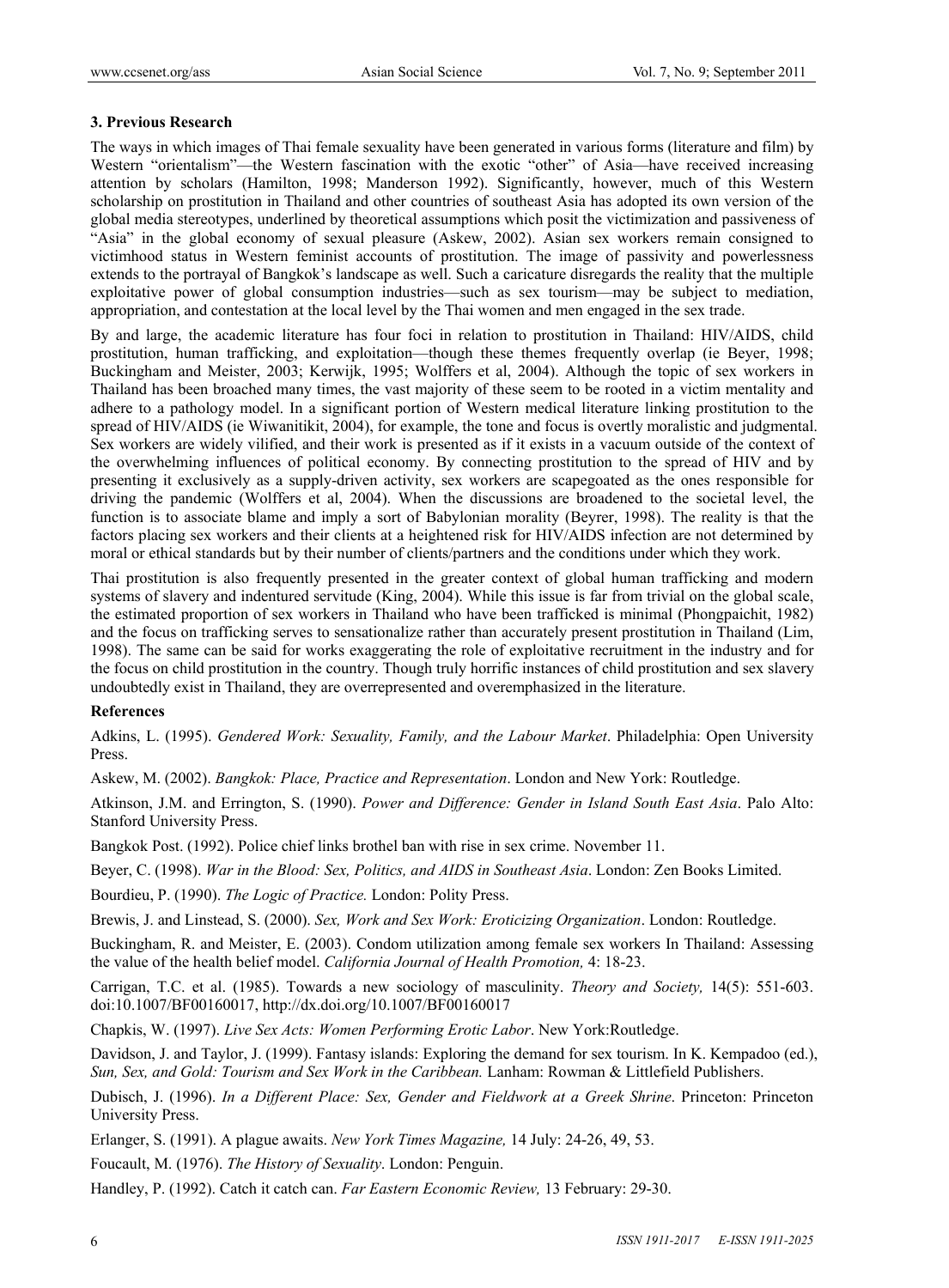### 3. Previous Research

The ways in which images of Thai female sexuality have been generated in various forms (literature and film) by Western "orientalism"—the Western fascination with the exotic "other" of Asia—have received increasing attention by scholars (Hamilton, 1998; Manderson 1992). Significantly, however, much of this Western scholarship on prostitution in Thailand and other countries of southeast Asia has adopted its own version of the global media stereotypes, underlined by theoretical assumptions which posit the victimization and passiveness of "Asia" in the global economy of sexual pleasure (Askew, 2002). Asian sex workers remain consigned to victimhood status in Western feminist accounts of prostitution. The image of passivity and powerlessness extends to the portrayal of Bangkok's landscape as well. Such a caricature disregards the reality that the multiple exploitative power of global consumption industries—such as sex tourism—may be subject to mediation, appropriation, and contestation at the local level by the Thai women and men engaged in the sex trade.

By and large, the academic literature has four foci in relation to prostitution in Thailand: HIV/AIDS, child prostitution, human trafficking, and exploitation—though these themes frequently overlap (ie Beyer, 1998; Buckingham and Meister, 2003; Kerwijk, 1995; Wolffers et al, 2004). Although the topic of sex workers in Thailand has been broached many times, the vast majority of these seem to be rooted in a victim mentality and adhere to a pathology model. In a significant portion of Western medical literature linking prostitution to the spread of HIV/AIDS (ie Wiwanitikit, 2004), for example, the tone and focus is overtly moralistic and judgmental. Sex workers are widely vilified, and their work is presented as if it exists in a vacuum outside of the context of the overwhelming influences of political economy. By connecting prostitution to the spread of HIV and by presenting it exclusively as a supply-driven activity, sex workers are scapegoated as the ones responsible for driving the pandemic (Wolffers et al, 2004). When the discussions are broadened to the societal level, the function is to associate blame and imply a sort of Babylonian morality (Beyrer, 1998). The reality is that the factors placing sex workers and their clients at a heightened risk for HIV/AIDS infection are not determined by moral or ethical standards but by their number of clients/partners and the conditions under which they work.

Thai prostitution is also frequently presented in the greater context of global human trafficking and modern systems of slavery and indentured servitude (King, 2004). While this issue is far from trivial on the global scale, the estimated proportion of sex workers in Thailand who have been trafficked is minimal (Phongpaichit, 1982) and the focus on trafficking serves to sensationalize rather than accurately present prostitution in Thailand (Lim, 1998). The same can be said for works exaggerating the role of exploitative recruitment in the industry and for the focus on child prostitution in the country. Though truly horrific instances of child prostitution and sex slavery undoubtedly exist in Thailand, they are overrepresented and overemphasized in the literature.

**References**

Adkins, L. (1995). *Gendered Work: Sexuality, Family, and the Labour Market*. Philadelphia: Open University Press.

Askew, M. (2002). *Bangkok: Place, Practice and Representation*. London and New York: Routledge.

Atkinson, J.M. and Errington, S. (1990). *Power and Difference: Gender in Island South East Asia*. Palo Alto: Stanford University Press.

Bangkok Post. (1992). Police chief links brothel ban with rise in sex crime. November 11.

Beyer, C. (1998). *War in the Blood: Sex, Politics, and AIDS in Southeast Asia*. London: Zen Books Limited.

Bourdieu, P. (1990). *The Logic of Practice.* London: Polity Press.

Brewis, J. and Linstead, S. (2000). *Sex, Work and Sex Work: Eroticizing Organization*. London: Routledge.

Buckingham, R. and Meister, E. (2003). Condom utilization among female sex workers In Thailand: Assessing the value of the health belief model. *California Journal of Health Promotion,* 4: 18-23.

Carrigan, T.C. et al. (1985). Towards a new sociology of masculinity. *Theory and Society,* 14(5): 551-603. doi:10.1007/BF00160017, http://dx.doi.org/10.1007/BF00160017

Chapkis, W. (1997). *Live Sex Acts: Women Performing Erotic Labor*. New York:Routledge.

Davidson, J. and Taylor, J. (1999). Fantasy islands: Exploring the demand for sex tourism. In K. Kempadoo (ed.), *Sun, Sex, and Gold: Tourism and Sex Work in the Caribbean.* Lanham: Rowman & Littlefield Publishers.

Dubisch, J. (1996). *In a Different Place: Sex, Gender and Fieldwork at a Greek Shrine*. Princeton: Princeton University Press.

Erlanger, S. (1991). A plague awaits. *New York Times Magazine,* 14 July: 24-26, 49, 53.

Foucault, M. (1976). *The History of Sexuality*. London: Penguin.

Handley, P. (1992). Catch it catch can. *Far Eastern Economic Review,* 13 February: 29-30.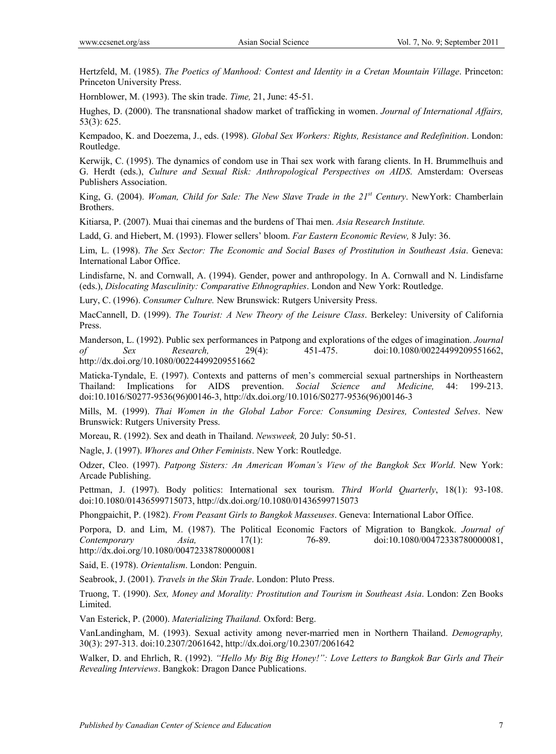Hertzfeld, M. (1985). *The Poetics of Manhood: Contest and Identity in a Cretan Mountain Village*. Princeton: Princeton University Press.

Hornblower, M. (1993). The skin trade. *Time,* 21, June: 45-51.

Hughes, D. (2000). The transnational shadow market of trafficking in women. *Journal of International Affairs,* 53(3): 625.

Kempadoo, K. and Doezema, J., eds. (1998). *Global Sex Workers: Rights, Resistance and Redefinition*. London: Routledge.

Kerwijk, C. (1995). The dynamics of condom use in Thai sex work with farang clients. In H. Brummelhuis and G. Herdt (eds.), *Culture and Sexual Risk: Anthropological Perspectives on AIDS*. Amsterdam: Overseas Publishers Association.

King, G. (2004). *Woman, Child for Sale: The New Slave Trade in the 21st Century*. NewYork: Chamberlain Brothers.

Kitiarsa, P. (2007). Muai thai cinemas and the burdens of Thai men. *Asia Research Institute.*

Ladd, G. and Hiebert, M. (1993). Flower sellers' bloom. *Far Eastern Economic Review,* 8 July: 36.

Lim, L. (1998). *The Sex Sector: The Economic and Social Bases of Prostitution in Southeast Asia*. Geneva: International Labor Office.

Lindisfarne, N. and Cornwall, A. (1994). Gender, power and anthropology. In A. Cornwall and N. Lindisfarne (eds.), *Dislocating Masculinity: Comparative Ethnographies*. London and New York: Routledge.

Lury, C. (1996). *Consumer Culture.* New Brunswick: Rutgers University Press.

MacCannell, D. (1999). *The Tourist: A New Theory of the Leisure Class*. Berkeley: University of California Press.

Manderson, L. (1992). Public sex performances in Patpong and explorations of the edges of imagination. *Journal of Sex Research,* 29(4): 451-475. doi:10.1080/00224499209551662, http://dx.doi.org/10.1080/00224499209551662

Maticka-Tyndale, E. (1997). Contexts and patterns of men's commercial sexual partnerships in Northeastern Thailand: Implications for AIDS prevention. *Social Science and Medicine,* 44: 199-213. doi:10.1016/S0277-9536(96)00146-3, http://dx.doi.org/10.1016/S0277-9536(96)00146-3

Mills, M. (1999). *Thai Women in the Global Labor Force: Consuming Desires, Contested Selves*. New Brunswick: Rutgers University Press.

Moreau, R. (1992). Sex and death in Thailand. *Newsweek,* 20 July: 50-51.

Nagle, J. (1997). *Whores and Other Feminists*. New York: Routledge.

Odzer, Cleo. (1997). *Patpong Sisters: An American Woman's View of the Bangkok Sex World*. New York: Arcade Publishing.

Pettman, J. (1997). Body politics: International sex tourism. *Third World Quarterly*, 18(1): 93-108. doi:10.1080/01436599715073, http://dx.doi.org/10.1080/01436599715073

Phongpaichit, P. (1982). *From Peasant Girls to Bangkok Masseuses*. Geneva: International Labor Office.

Porpora, D. and Lim, M. (1987). The Political Economic Factors of Migration to Bangkok. *Journal of Contemporary Asia,* 17(1): 76-89. doi:10.1080/00472338780000081, http://dx.doi.org/10.1080/00472338780000081

Said, E. (1978). *Orientalism*. London: Penguin.

Seabrook, J. (2001). *Travels in the Skin Trade*. London: Pluto Press.

Truong, T. (1990). *Sex, Money and Morality: Prostitution and Tourism in Southeast Asia*. London: Zen Books Limited.

Van Esterick, P. (2000). *Materializing Thailand.* Oxford: Berg.

VanLandingham, M. (1993). Sexual activity among never-married men in Northern Thailand. *Demography,* 30(3): 297-313. doi:10.2307/2061642, http://dx.doi.org/10.2307/2061642

Walker, D. and Ehrlich, R. (1992). *"Hello My Big Big Honey!": Love Letters to Bangkok Bar Girls and Their Revealing Interviews*. Bangkok: Dragon Dance Publications.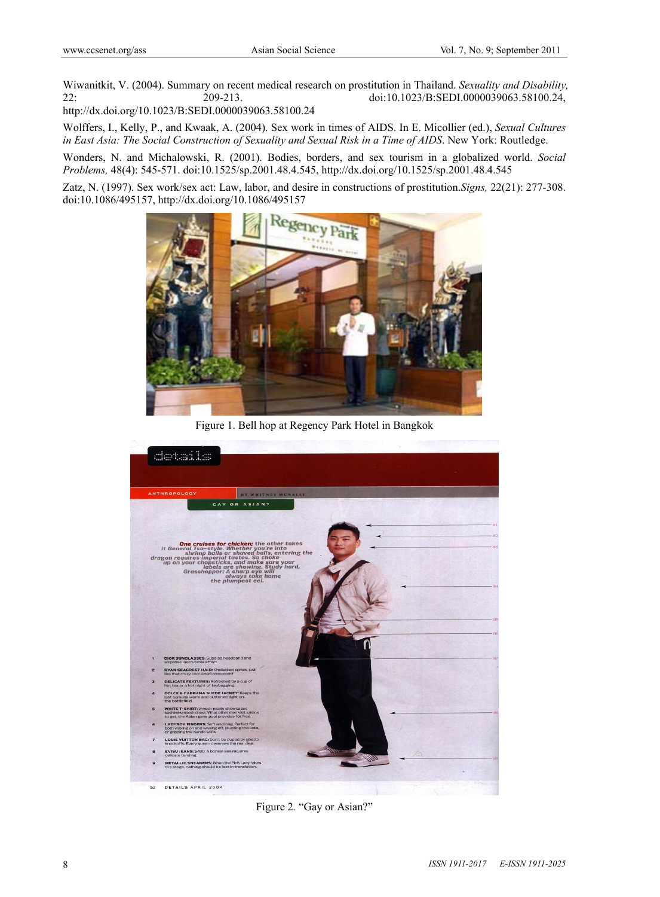Wiwanitkit, V. (2004). Summary on recent medical research on prostitution in Thailand. *Sexuality and Disability,* 22: 209-213. doi:10.1023/B:SEDI.0000039063.58100.24, http://dx.doi.org/10.1023/B:SEDI.0000039063.58100.24

Wolffers, I., Kelly, P., and Kwaak, A. (2004). Sex work in times of AIDS. In E. Micollier (ed.), *Sexual Cultures in East Asia: The Social Construction of Sexuality and Sexual Risk in a Time of AIDS*. New York: Routledge.

Wonders, N. and Michalowski, R. (2001). Bodies, borders, and sex tourism in a globalized world. *Social Problems,* 48(4): 545-571. doi:10.1525/sp.2001.48.4.545, http://dx.doi.org/10.1525/sp.2001.48.4.545

Zatz, N. (1997). Sex work/sex act: Law, labor, and desire in constructions of prostitution.*Signs,* 22(21): 277-308. doi:10.1086/495157, http://dx.doi.org/10.1086/495157

Figure 1. Bell hop at Regency Park Hotel in Bangkok

Figure 2. "Gay or Asian?"